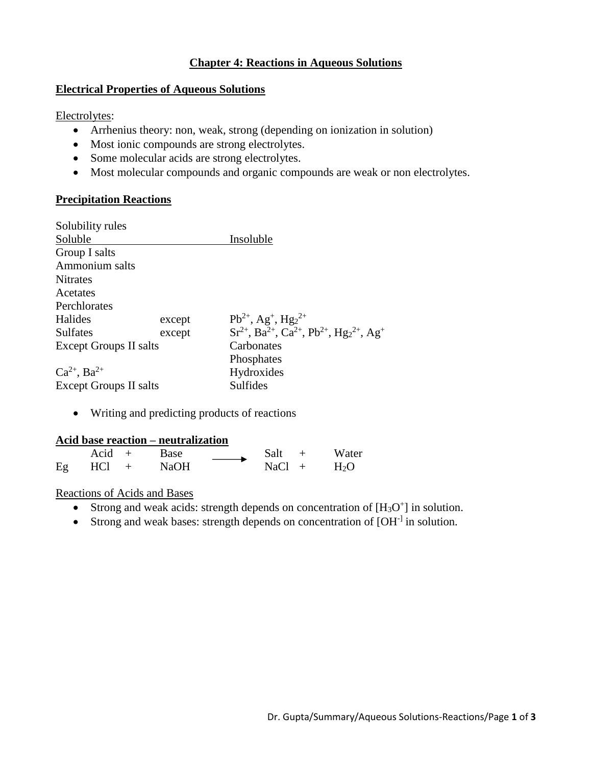# Chapter 4: Reactions in Aqueous Solutions

## Electrical Properties of Aqueous Solutions

Electrolytes:

- Arrhenius theory: non, weak, strong (depending on ionization in solution)
- Most ionic compounds are strong electrolytes.
- Some molecular acids are strong electrolytes.
- Most molecular compounds and organic compounds are weak or non electrolytes.

## Precipitation Reactions

Solubility rules

| Soluble | | Insoluble |
|---|---|---|
| Group I salts | | |
| Ammonium salts | | |
| Nitrates | | |
| Acetates | | |
| Perchlorates | | |
| Halides | except | $Pb^{2+}$, $Ag^{+}$, $Hg_2^{2+}$ |
| Sulfates | except | $Sr^{2+}$, $Ba^{2+}$, $Ca^{2+}$, $Pb^{2+}$, $Hg_2^{2+}$, $Ag^{+}$ |
| Except Groups II salts | | Carbonates |
| | | Phosphates |
| $Ca^{2+}$, $Ba^{2+}$ | | Hydroxides |
| Except Groups II salts | | Sulfides |

- Writing and predicting products of reactions

## Acid base reaction – neutralization

$$\text{Acid} + \text{Base} \longrightarrow \text{Salt} + \text{Water}$$

Eg $$HCl + NaOH \longrightarrow NaCl + H_2O$$

Reactions of Acids and Bases

- Strong and weak acids: strength depends on concentration of $[H_3O^+]$ in solution.
- Strong and weak bases: strength depends on concentration of $[OH^-]$ in solution.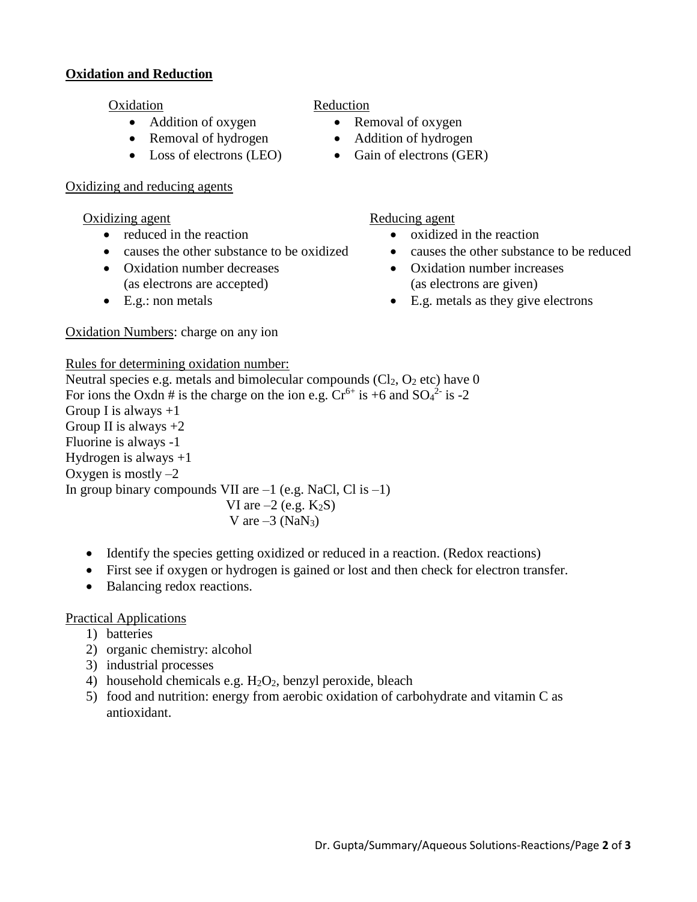## **Oxidation and Reduction**

Oxidation

- Addition of oxygen
- Removal of hydrogen
- Loss of electrons (LEO)

Reduction

- Removal of oxygen
- Addition of hydrogen
- Gain of electrons (GER)

Oxidizing and reducing agents

Oxidizing agent

- reduced in the reaction
- causes the other substance to be oxidized
- Oxidation number decreases (as electrons are accepted)
- E.g.: non metals

Reducing agent

- oxidized in the reaction
- causes the other substance to be reduced
- Oxidation number increases (as electrons are given)
- E.g. metals as they give electrons

Oxidation Numbers: charge on any ion

Rules for determining oxidation number:

Neutral species e.g. metals and bimolecular compounds ($Cl_2$, $O_2$ etc) have 0
For ions the Oxdn # is the charge on the ion e.g. $Cr^{6+}$ is +6 and $SO_4^{2-}$ is -2
Group I is always +1
Group II is always +2
Fluorine is always -1
Hydrogen is always +1
Oxygen is mostly –2
In group binary compounds VII are –1 (e.g. NaCl, Cl is –1)
VI are –2 (e.g. $K_2S$)
V are –3 ($NaN_3$)

- Identify the species getting oxidized or reduced in a reaction. (Redox reactions)
- First see if oxygen or hydrogen is gained or lost and then check for electron transfer.
- Balancing redox reactions.

Practical Applications

1) batteries
2) organic chemistry: alcohol
3) industrial processes
4) household chemicals e.g. $H_2O_2$, benzyl peroxide, bleach
5) food and nutrition: energy from aerobic oxidation of carbohydrate and vitamin C as antioxidant.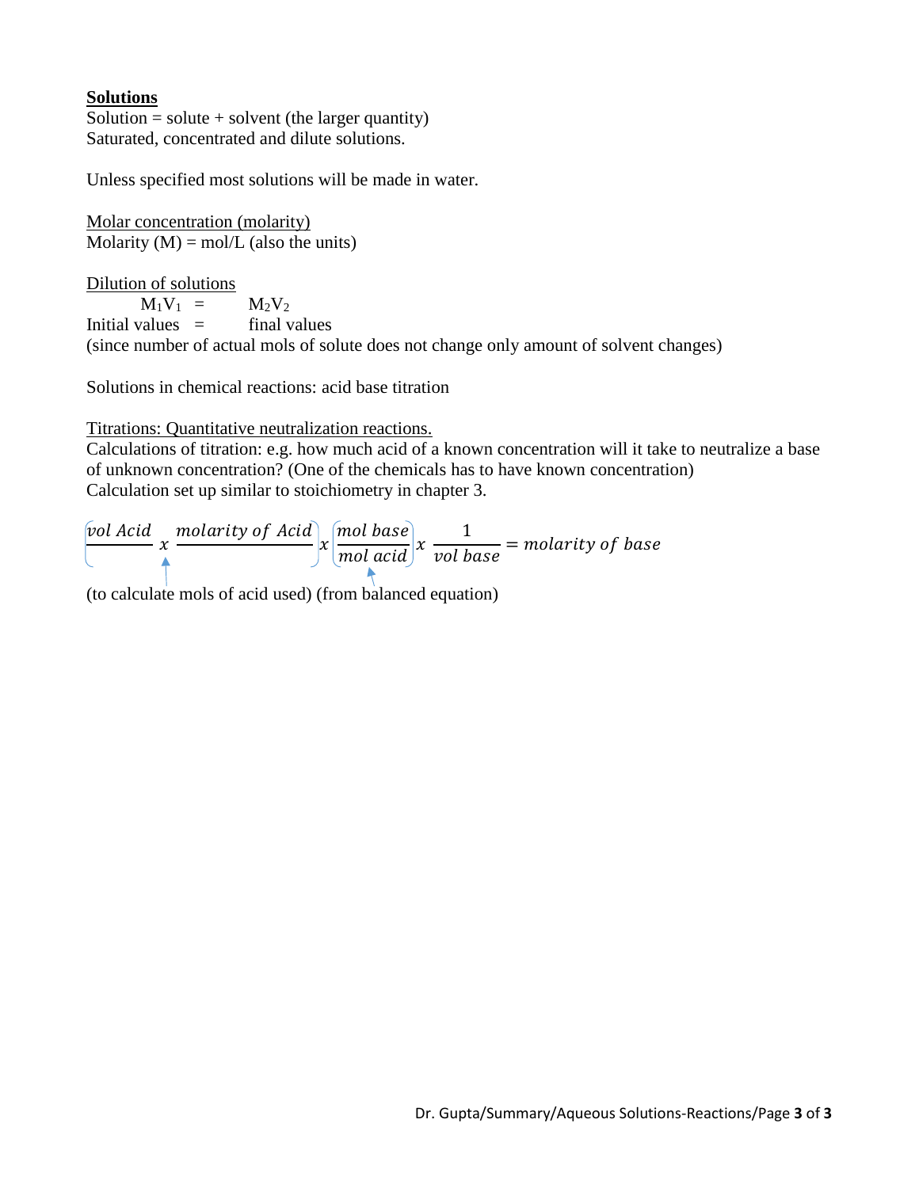**Solutions**

Solution = solute + solvent (the larger quantity)
Saturated, concentrated and dilute solutions.

Unless specified most solutions will be made in water.

Molar concentration (molarity)
Molarity (M) = mol/L (also the units)

Dilution of solutions

$$M_1V_1 = M_2V_2$$

Initial values = final values
(since number of actual mols of solute does not change only amount of solvent changes)

Solutions in chemical reactions: acid base titration

Titrations: Quantitative neutralization reactions.
Calculations of titration: e.g. how much acid of a known concentration will it take to neutralize a base of unknown concentration? (One of the chemicals has to have known concentration)
Calculation set up similar to stoichiometry in chapter 3.

$$\left(\frac{vol\ Acid}{} \ x\ \frac{molarity\ of\ Acid}{}\right) x \left(\frac{mol\ base}{mol\ acid}\right) x\ \frac{1}{vol\ base} = molarity\ of\ base$$

(to calculate mols of acid used) (from balanced equation)